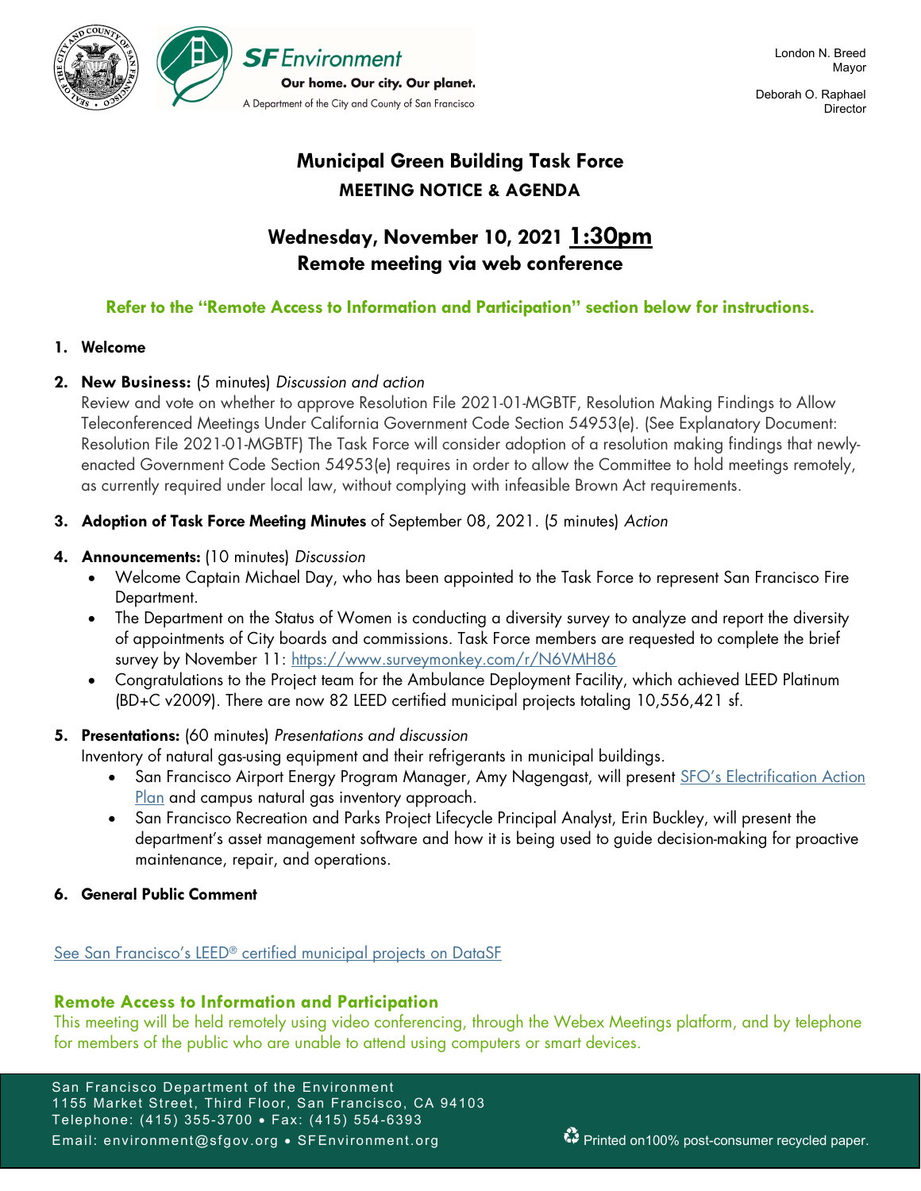SF Environment
Our home. Our city. Our planet.
A Department of the City and County of San Francisco

London N. Breed
Mayor

Deborah O. Raphael
Director

# Municipal Green Building Task Force

## MEETING NOTICE & AGENDA

## Wednesday, November 10, 2021 1:30pm
## Remote meeting via web conference

**Refer to the "Remote Access to Information and Participation" section below for instructions.**

1. **Welcome**

2. **New Business:** (5 minutes) *Discussion and action*
   Review and vote on whether to approve Resolution File 2021-01-MGBTF, Resolution Making Findings to Allow Teleconferenced Meetings Under California Government Code Section 54953(e). (See Explanatory Document: Resolution File 2021-01-MGBTF) The Task Force will consider adoption of a resolution making findings that newly-enacted Government Code Section 54953(e) requires in order to allow the Committee to hold meetings remotely, as currently required under local law, without complying with infeasible Brown Act requirements.

3. **Adoption of Task Force Meeting Minutes** of September 08, 2021. (5 minutes) *Action*

4. **Announcements:** (10 minutes) *Discussion*
   - Welcome Captain Michael Day, who has been appointed to the Task Force to represent San Francisco Fire Department.
   - The Department on the Status of Women is conducting a diversity survey to analyze and report the diversity of appointments of City boards and commissions. Task Force members are requested to complete the brief survey by November 11: https://www.surveymonkey.com/r/N6VMH86
   - Congratulations to the Project team for the Ambulance Deployment Facility, which achieved LEED Platinum (BD+C v2009). There are now 82 LEED certified municipal projects totaling 10,556,421 sf.

5. **Presentations:** (60 minutes) *Presentations and discussion*
   Inventory of natural gas-using equipment and their refrigerants in municipal buildings.
   - San Francisco Airport Energy Program Manager, Amy Nagengast, will present SFO's Electrification Action Plan and campus natural gas inventory approach.
   - San Francisco Recreation and Parks Project Lifecycle Principal Analyst, Erin Buckley, will present the department's asset management software and how it is being used to guide decision-making for proactive maintenance, repair, and operations.

6. **General Public Comment**

See San Francisco's LEED® certified municipal projects on DataSF

### Remote Access to Information and Participation

This meeting will be held remotely using video conferencing, through the Webex Meetings platform, and by telephone for members of the public who are unable to attend using computers or smart devices.

San Francisco Department of the Environment
1155 Market Street, Third Floor, San Francisco, CA 94103
Telephone: (415) 355-3700 • Fax: (415) 554-6393
Email: environment@sfgov.org • SFEnvironment.org

Printed on100% post-consumer recycled paper.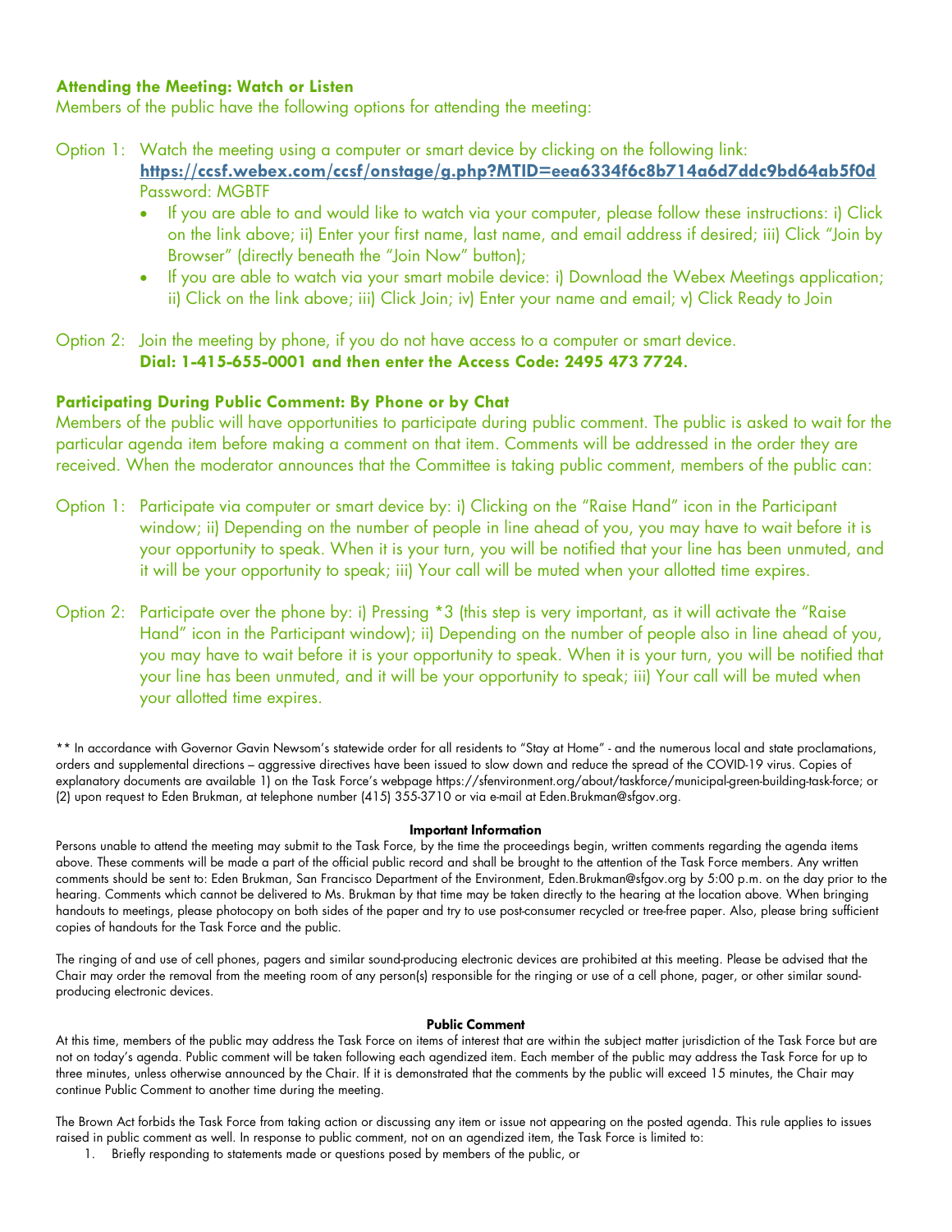### Attending the Meeting: Watch or Listen

Members of the public have the following options for attending the meeting:

Option 1: Watch the meeting using a computer or smart device by clicking on the following link:
**https://ccsf.webex.com/ccsf/onstage/g.php?MTID=eea6334f6c8b714a6d7ddc9bd64ab5f0d**
Password: MGBTF

- If you are able to and would like to watch via your computer, please follow these instructions: i) Click on the link above; ii) Enter your first name, last name, and email address if desired; iii) Click "Join by Browser" (directly beneath the "Join Now" button);
- If you are able to watch via your smart mobile device: i) Download the Webex Meetings application; ii) Click on the link above; iii) Click Join; iv) Enter your name and email; v) Click Ready to Join

Option 2: Join the meeting by phone, if you do not have access to a computer or smart device.
**Dial: 1-415-655-0001 and then enter the Access Code: 2495 473 7724.**

### Participating During Public Comment: By Phone or by Chat

Members of the public will have opportunities to participate during public comment. The public is asked to wait for the particular agenda item before making a comment on that item. Comments will be addressed in the order they are received. When the moderator announces that the Committee is taking public comment, members of the public can:

Option 1: Participate via computer or smart device by: i) Clicking on the "Raise Hand" icon in the Participant window; ii) Depending on the number of people in line ahead of you, you may have to wait before it is your opportunity to speak. When it is your turn, you will be notified that your line has been unmuted, and it will be your opportunity to speak; iii) Your call will be muted when your allotted time expires.

Option 2: Participate over the phone by: i) Pressing *3 (this step is very important, as it will activate the "Raise Hand" icon in the Participant window); ii) Depending on the number of people also in line ahead of you, you may have to wait before it is your opportunity to speak. When it is your turn, you will be notified that your line has been unmuted, and it will be your opportunity to speak; iii) Your call will be muted when your allotted time expires.

** In accordance with Governor Gavin Newsom's statewide order for all residents to "Stay at Home" - and the numerous local and state proclamations, orders and supplemental directions – aggressive directives have been issued to slow down and reduce the spread of the COVID-19 virus. Copies of explanatory documents are available 1) on the Task Force's webpage https://sfenvironment.org/about/taskforce/municipal-green-building-task-force; or (2) upon request to Eden Brukman, at telephone number (415) 355-3710 or via e-mail at Eden.Brukman@sfgov.org.

**Important Information**

Persons unable to attend the meeting may submit to the Task Force, by the time the proceedings begin, written comments regarding the agenda items above. These comments will be made a part of the official public record and shall be brought to the attention of the Task Force members. Any written comments should be sent to: Eden Brukman, San Francisco Department of the Environment, Eden.Brukman@sfgov.org by 5:00 p.m. on the day prior to the hearing. Comments which cannot be delivered to Ms. Brukman by that time may be taken directly to the hearing at the location above. When bringing handouts to meetings, please photocopy on both sides of the paper and try to use post-consumer recycled or tree-free paper. Also, please bring sufficient copies of handouts for the Task Force and the public.

The ringing of and use of cell phones, pagers and similar sound-producing electronic devices are prohibited at this meeting. Please be advised that the Chair may order the removal from the meeting room of any person(s) responsible for the ringing or use of a cell phone, pager, or other similar sound-producing electronic devices.

**Public Comment**

At this time, members of the public may address the Task Force on items of interest that are within the subject matter jurisdiction of the Task Force but are not on today's agenda. Public comment will be taken following each agendized item. Each member of the public may address the Task Force for up to three minutes, unless otherwise announced by the Chair. If it is demonstrated that the comments by the public will exceed 15 minutes, the Chair may continue Public Comment to another time during the meeting.

The Brown Act forbids the Task Force from taking action or discussing any item or issue not appearing on the posted agenda. This rule applies to issues raised in public comment as well. In response to public comment, not on an agendized item, the Task Force is limited to:

1. Briefly responding to statements made or questions posed by members of the public, or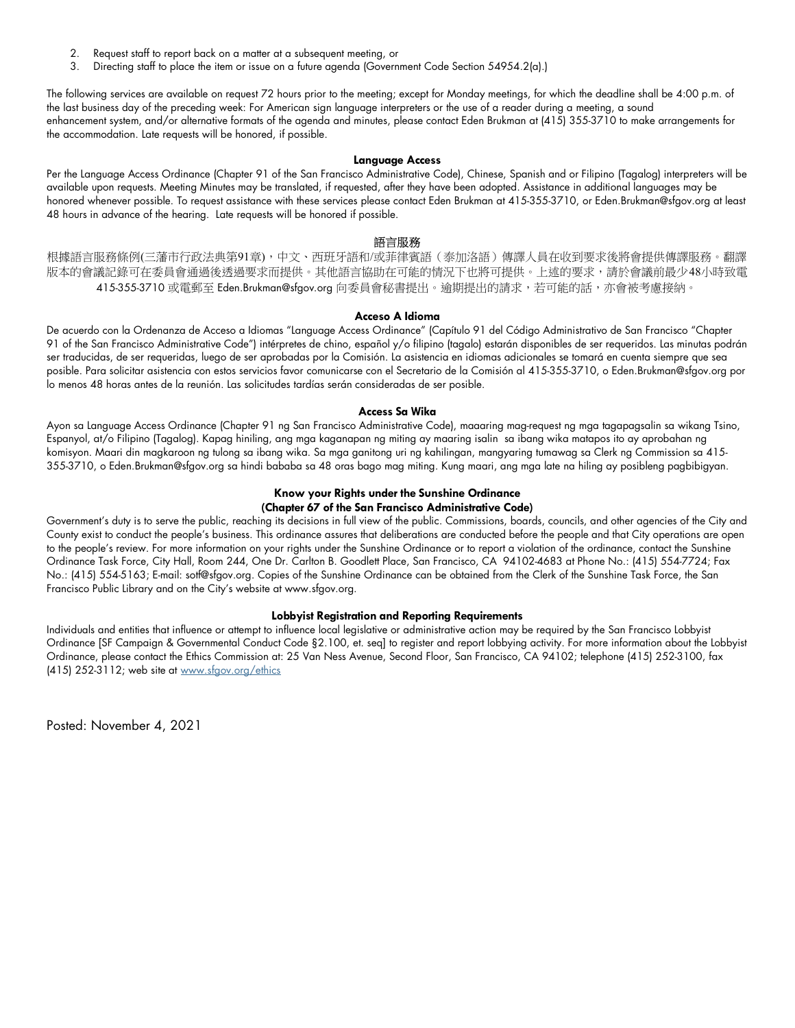2. Request staff to report back on a matter at a subsequent meeting, or
3. Directing staff to place the item or issue on a future agenda (Government Code Section 54954.2(a).)

The following services are available on request 72 hours prior to the meeting; except for Monday meetings, for which the deadline shall be 4:00 p.m. of the last business day of the preceding week: For American sign language interpreters or the use of a reader during a meeting, a sound enhancement system, and/or alternative formats of the agenda and minutes, please contact Eden Brukman at (415) 355-3710 to make arrangements for the accommodation. Late requests will be honored, if possible.

**Language Access**

Per the Language Access Ordinance (Chapter 91 of the San Francisco Administrative Code), Chinese, Spanish and or Filipino (Tagalog) interpreters will be available upon requests. Meeting Minutes may be translated, if requested, after they have been adopted. Assistance in additional languages may be honored whenever possible. To request assistance with these services please contact Eden Brukman at 415-355-3710, or Eden.Brukman@sfgov.org at least 48 hours in advance of the hearing. Late requests will be honored if possible.

**語言服務**

根據語言服務條例(三藩市行政法典第91章)，中文、西班牙語和/或菲律賓語（泰加洛語）傳譯人員在收到要求後將會提供傳譯服務。翻譯版本的會議記錄可在委員會通過後透過要求而提供。其他語言協助在可能的情況下也將可提供。上述的要求，請於會議前最少48小時致電 415-355-3710 或電郵至 Eden.Brukman@sfgov.org 向委員會秘書提出。逾期提出的請求，若可能的話，亦會被考慮接納。

**Acceso A Idioma**

De acuerdo con la Ordenanza de Acceso a Idiomas "Language Access Ordinance" (Capítulo 91 del Código Administrativo de San Francisco "Chapter 91 of the San Francisco Administrative Code") intérpretes de chino, español y/o filipino (tagalo) estarán disponibles de ser requeridos. Las minutas podrán ser traducidas, de ser requeridas, luego de ser aprobadas por la Comisión. La asistencia en idiomas adicionales se tomará en cuenta siempre que sea posible. Para solicitar asistencia con estos servicios favor comunicarse con el Secretario de la Comisión al 415-355-3710, o Eden.Brukman@sfgov.org por lo menos 48 horas antes de la reunión. Las solicitudes tardías serán consideradas de ser posible.

**Access Sa Wika**

Ayon sa Language Access Ordinance (Chapter 91 ng San Francisco Administrative Code), maaaring mag-request ng mga tagapagsalin sa wikang Tsino, Espanyol, at/o Filipino (Tagalog). Kapag hiniling, ang mga kaganapan ng miting ay maaring isalin sa ibang wika matapos ito ay aprobahan ng komisyon. Maari din magkaroon ng tulong sa ibang wika. Sa mga ganitong uri ng kahilingan, mangyaring tumawag sa Clerk ng Commission sa 415-355-3710, o Eden.Brukman@sfgov.org sa hindi bababa sa 48 oras bago mag miting. Kung maari, ang mga late na hiling ay posibleng pagbibigyan.

**Know your Rights under the Sunshine Ordinance**
**(Chapter 67 of the San Francisco Administrative Code)**

Government's duty is to serve the public, reaching its decisions in full view of the public. Commissions, boards, councils, and other agencies of the City and County exist to conduct the people's business. This ordinance assures that deliberations are conducted before the people and that City operations are open to the people's review. For more information on your rights under the Sunshine Ordinance or to report a violation of the ordinance, contact the Sunshine Ordinance Task Force, City Hall, Room 244, One Dr. Carlton B. Goodlett Place, San Francisco, CA 94102-4683 at Phone No.: (415) 554-7724; Fax No.: (415) 554-5163; E-mail: sotf@sfgov.org. Copies of the Sunshine Ordinance can be obtained from the Clerk of the Sunshine Task Force, the San Francisco Public Library and on the City's website at www.sfgov.org.

**Lobbyist Registration and Reporting Requirements**

Individuals and entities that influence or attempt to influence local legislative or administrative action may be required by the San Francisco Lobbyist Ordinance [SF Campaign & Governmental Conduct Code §2.100, et. seq] to register and report lobbying activity. For more information about the Lobbyist Ordinance, please contact the Ethics Commission at: 25 Van Ness Avenue, Second Floor, San Francisco, CA 94102; telephone (415) 252-3100, fax (415) 252-3112; web site at www.sfgov.org/ethics

Posted: November 4, 2021